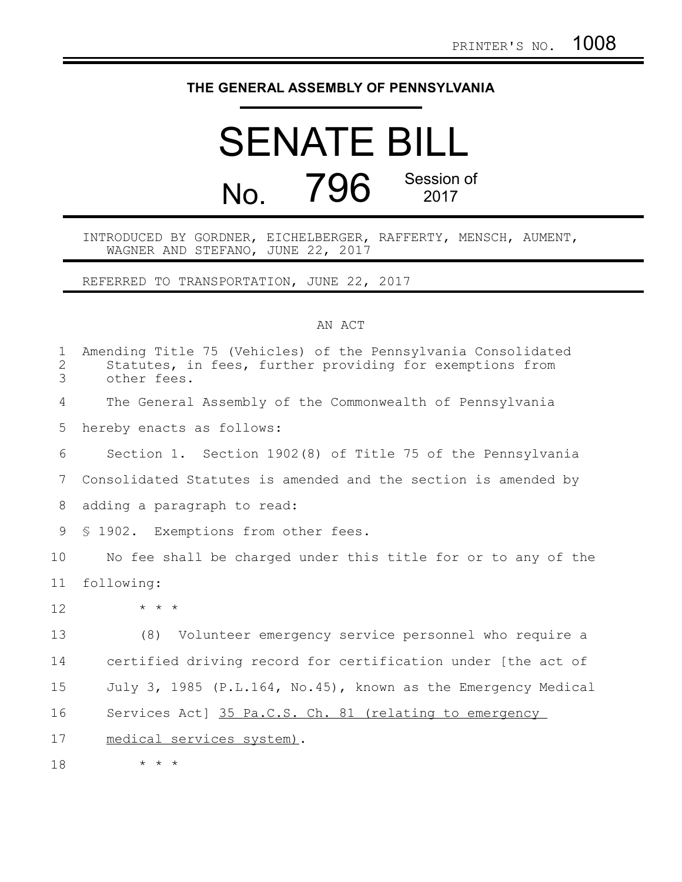PRINTER'S NO. 1008

# THE GENERAL ASSEMBLY OF PENNSYLVANIA

# SENATE BILL

## No. 796 Session of 2017

INTRODUCED BY GORDNER, EICHELBERGER, RAFFERTY, MENSCH, AUMENT, WAGNER AND STEFANO, JUNE 22, 2017

REFERRED TO TRANSPORTATION, JUNE 22, 2017

AN ACT

Amending Title 75 (Vehicles) of the Pennsylvania Consolidated Statutes, in fees, further providing for exemptions from other fees.

The General Assembly of the Commonwealth of Pennsylvania hereby enacts as follows:

Section 1. Section 1902(8) of Title 75 of the Pennsylvania Consolidated Statutes is amended and the section is amended by adding a paragraph to read:

§ 1902. Exemptions from other fees.

No fee shall be charged under this title for or to any of the following:

\* \* \*

(8) Volunteer emergency service personnel who require a certified driving record for certification under [the act of July 3, 1985 (P.L.164, No.45), known as the Emergency Medical Services Act] <u>35 Pa.C.S. Ch. 81 (relating to emergency medical services system)</u>.

\* \* \*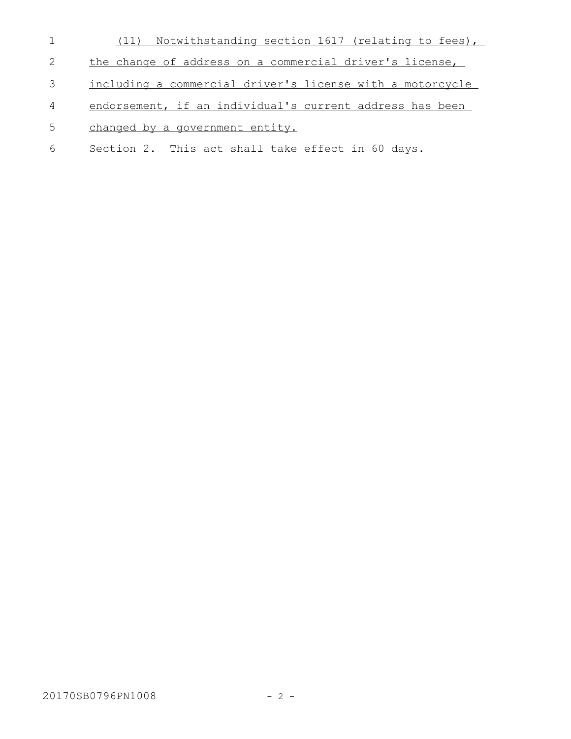(11) Notwithstanding section 1617 (relating to fees), the change of address on a commercial driver's license, including a commercial driver's license with a motorcycle endorsement, if an individual's current address has been changed by a government entity.

Section 2. This act shall take effect in 60 days.